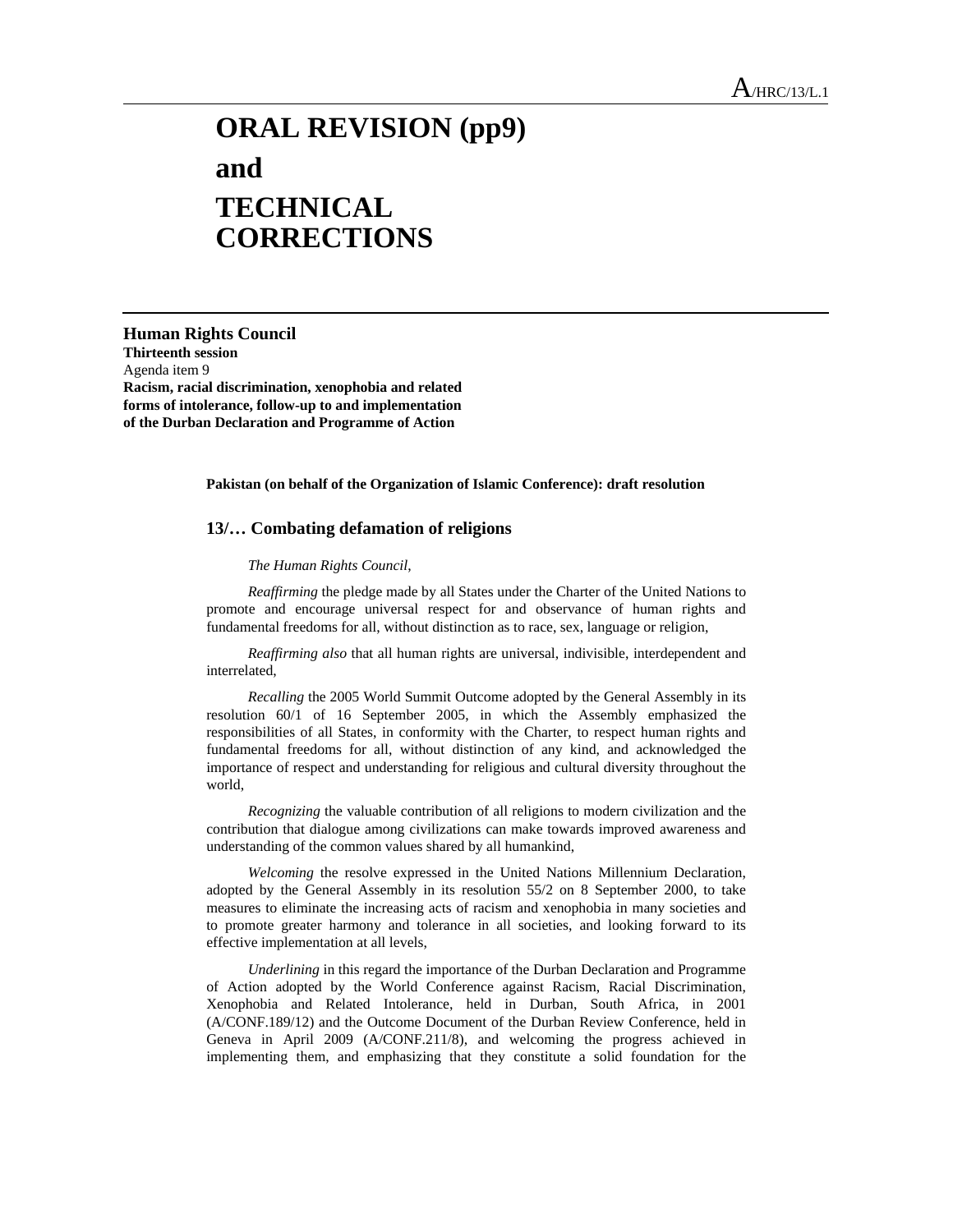# ORAL REVISION (pp9)
# and
# TECHNICAL CORRECTIONS

**Human Rights Council**
**Thirteenth session**
Agenda item 9
**Racism, racial discrimination, xenophobia and related forms of intolerance, follow-up to and implementation of the Durban Declaration and Programme of Action**

**Pakistan (on behalf of the Organization of Islamic Conference): draft resolution**

## 13/… Combating defamation of religions

*The Human Rights Council*,

*Reaffirming* the pledge made by all States under the Charter of the United Nations to promote and encourage universal respect for and observance of human rights and fundamental freedoms for all, without distinction as to race, sex, language or religion,

*Reaffirming also* that all human rights are universal, indivisible, interdependent and interrelated,

*Recalling* the 2005 World Summit Outcome adopted by the General Assembly in its resolution 60/1 of 16 September 2005, in which the Assembly emphasized the responsibilities of all States, in conformity with the Charter, to respect human rights and fundamental freedoms for all, without distinction of any kind, and acknowledged the importance of respect and understanding for religious and cultural diversity throughout the world,

*Recognizing* the valuable contribution of all religions to modern civilization and the contribution that dialogue among civilizations can make towards improved awareness and understanding of the common values shared by all humankind,

*Welcoming* the resolve expressed in the United Nations Millennium Declaration, adopted by the General Assembly in its resolution 55/2 on 8 September 2000, to take measures to eliminate the increasing acts of racism and xenophobia in many societies and to promote greater harmony and tolerance in all societies, and looking forward to its effective implementation at all levels,

*Underlining* in this regard the importance of the Durban Declaration and Programme of Action adopted by the World Conference against Racism, Racial Discrimination, Xenophobia and Related Intolerance, held in Durban, South Africa, in 2001 (A/CONF.189/12) and the Outcome Document of the Durban Review Conference, held in Geneva in April 2009 (A/CONF.211/8), and welcoming the progress achieved in implementing them, and emphasizing that they constitute a solid foundation for the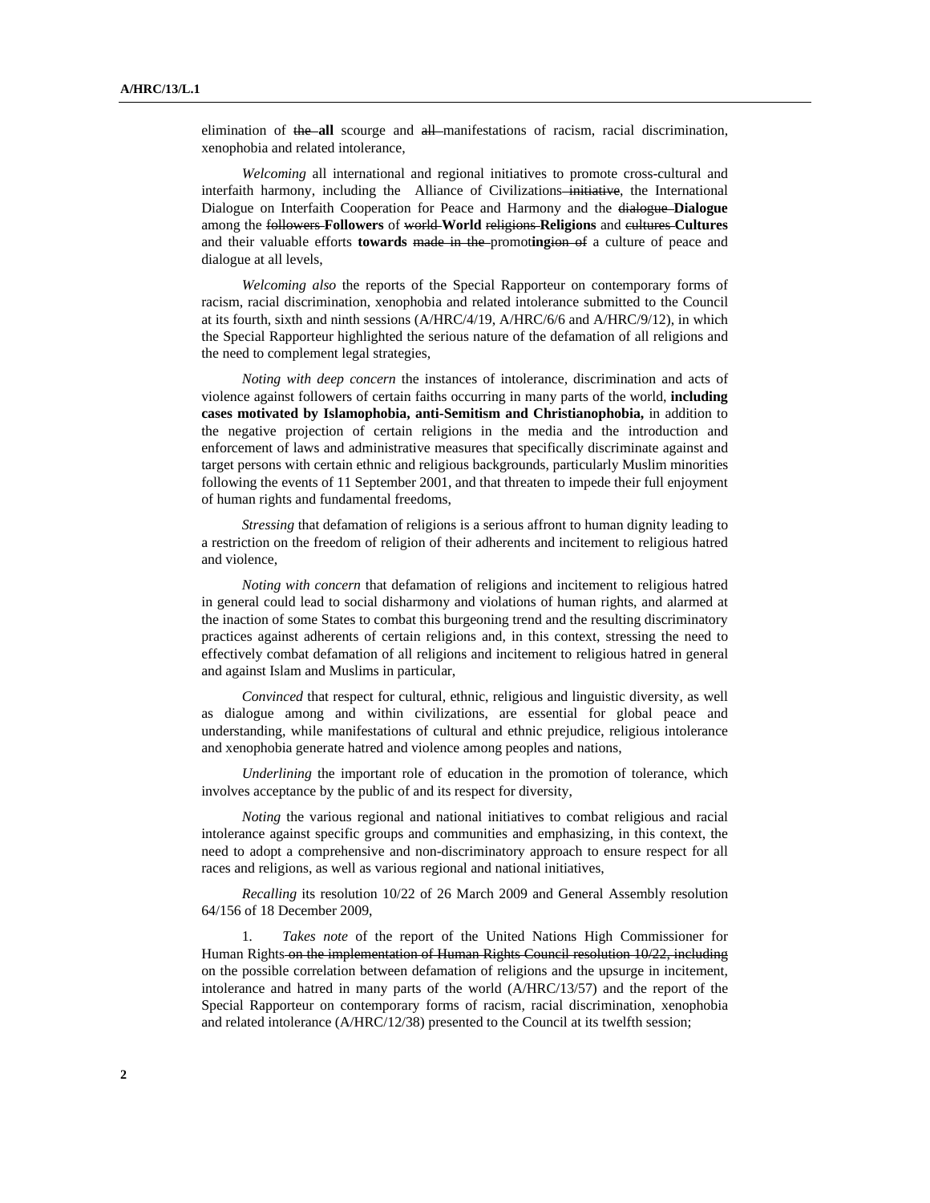elimination of ~~the~~ **all** scourge and ~~all~~ manifestations of racism, racial discrimination, xenophobia and related intolerance,

*Welcoming* all international and regional initiatives to promote cross-cultural and interfaith harmony, including the Alliance of Civilizations~~ initiative~~, the International Dialogue on Interfaith Cooperation for Peace and Harmony and the ~~dialogue~~ **Dialogue** among the ~~followers~~ **Followers** of ~~world~~ **World** ~~religions~~ **Religions** and ~~cultures~~ **Cultures** and their valuable efforts **towards** ~~made in the~~ promot**ing**~~ion of~~ a culture of peace and dialogue at all levels,

*Welcoming also* the reports of the Special Rapporteur on contemporary forms of racism, racial discrimination, xenophobia and related intolerance submitted to the Council at its fourth, sixth and ninth sessions (A/HRC/4/19, A/HRC/6/6 and A/HRC/9/12), in which the Special Rapporteur highlighted the serious nature of the defamation of all religions and the need to complement legal strategies,

*Noting with deep concern* the instances of intolerance, discrimination and acts of violence against followers of certain faiths occurring in many parts of the world, **including cases motivated by Islamophobia, anti-Semitism and Christianophobia,** in addition to the negative projection of certain religions in the media and the introduction and enforcement of laws and administrative measures that specifically discriminate against and target persons with certain ethnic and religious backgrounds, particularly Muslim minorities following the events of 11 September 2001, and that threaten to impede their full enjoyment of human rights and fundamental freedoms,

*Stressing* that defamation of religions is a serious affront to human dignity leading to a restriction on the freedom of religion of their adherents and incitement to religious hatred and violence,

*Noting with concern* that defamation of religions and incitement to religious hatred in general could lead to social disharmony and violations of human rights, and alarmed at the inaction of some States to combat this burgeoning trend and the resulting discriminatory practices against adherents of certain religions and, in this context, stressing the need to effectively combat defamation of all religions and incitement to religious hatred in general and against Islam and Muslims in particular,

*Convinced* that respect for cultural, ethnic, religious and linguistic diversity, as well as dialogue among and within civilizations, are essential for global peace and understanding, while manifestations of cultural and ethnic prejudice, religious intolerance and xenophobia generate hatred and violence among peoples and nations,

*Underlining* the important role of education in the promotion of tolerance, which involves acceptance by the public of and its respect for diversity,

*Noting* the various regional and national initiatives to combat religious and racial intolerance against specific groups and communities and emphasizing, in this context, the need to adopt a comprehensive and non-discriminatory approach to ensure respect for all races and religions, as well as various regional and national initiatives,

*Recalling* its resolution 10/22 of 26 March 2009 and General Assembly resolution 64/156 of 18 December 2009,

1. *Takes note* of the report of the United Nations High Commissioner for Human Rights~~ on the implementation of Human Rights Council resolution 10/22, including~~ on the possible correlation between defamation of religions and the upsurge in incitement, intolerance and hatred in many parts of the world (A/HRC/13/57) and the report of the Special Rapporteur on contemporary forms of racism, racial discrimination, xenophobia and related intolerance (A/HRC/12/38) presented to the Council at its twelfth session;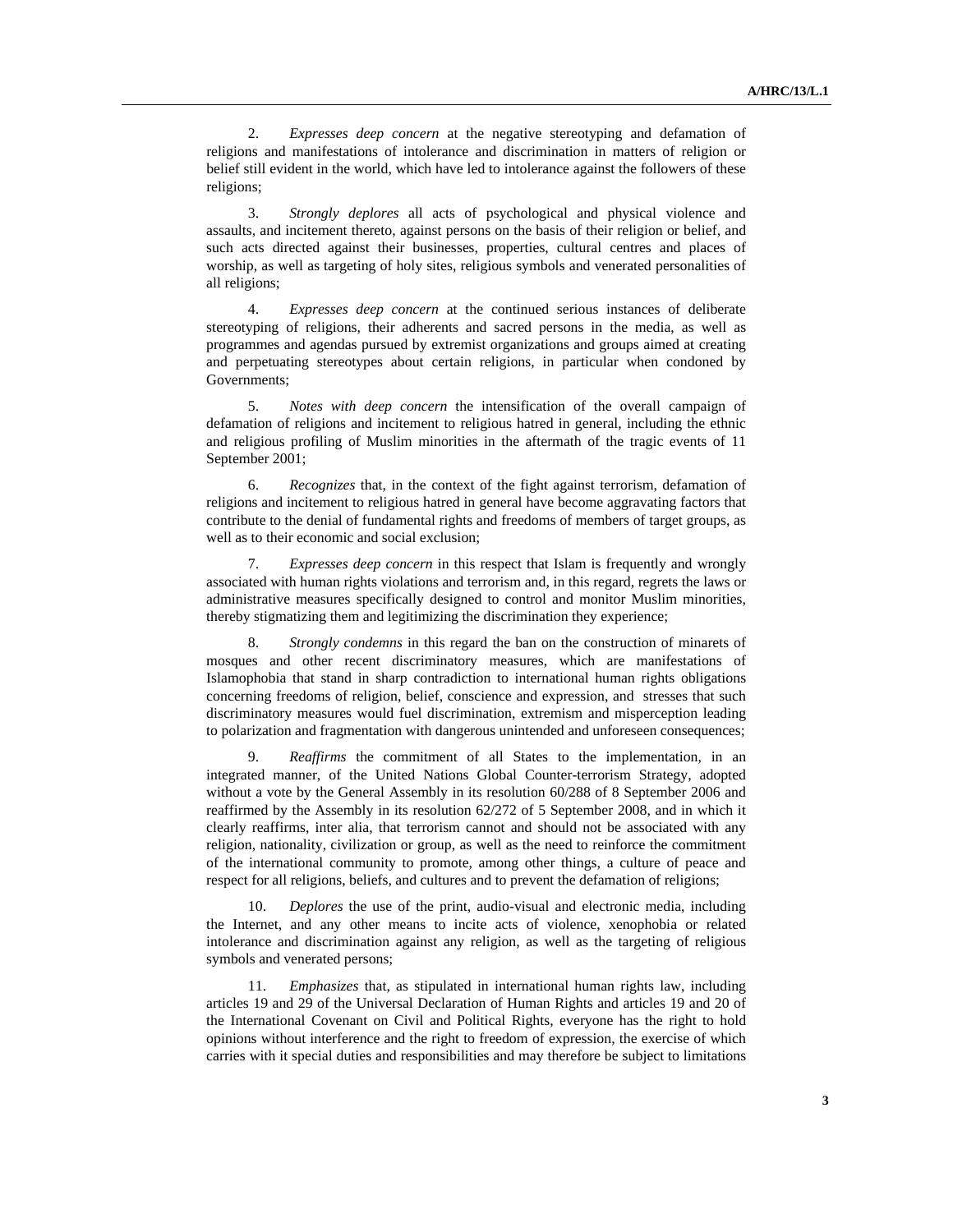2. *Expresses deep concern* at the negative stereotyping and defamation of religions and manifestations of intolerance and discrimination in matters of religion or belief still evident in the world, which have led to intolerance against the followers of these religions;

3. *Strongly deplores* all acts of psychological and physical violence and assaults, and incitement thereto, against persons on the basis of their religion or belief, and such acts directed against their businesses, properties, cultural centres and places of worship, as well as targeting of holy sites, religious symbols and venerated personalities of all religions;

4. *Expresses deep concern* at the continued serious instances of deliberate stereotyping of religions, their adherents and sacred persons in the media, as well as programmes and agendas pursued by extremist organizations and groups aimed at creating and perpetuating stereotypes about certain religions, in particular when condoned by Governments;

5. *Notes with deep concern* the intensification of the overall campaign of defamation of religions and incitement to religious hatred in general, including the ethnic and religious profiling of Muslim minorities in the aftermath of the tragic events of 11 September 2001;

6. *Recognizes* that, in the context of the fight against terrorism, defamation of religions and incitement to religious hatred in general have become aggravating factors that contribute to the denial of fundamental rights and freedoms of members of target groups, as well as to their economic and social exclusion;

7. *Expresses deep concern* in this respect that Islam is frequently and wrongly associated with human rights violations and terrorism and, in this regard, regrets the laws or administrative measures specifically designed to control and monitor Muslim minorities, thereby stigmatizing them and legitimizing the discrimination they experience;

8. *Strongly condemns* in this regard the ban on the construction of minarets of mosques and other recent discriminatory measures, which are manifestations of Islamophobia that stand in sharp contradiction to international human rights obligations concerning freedoms of religion, belief, conscience and expression, and stresses that such discriminatory measures would fuel discrimination, extremism and misperception leading to polarization and fragmentation with dangerous unintended and unforeseen consequences;

9. *Reaffirms* the commitment of all States to the implementation, in an integrated manner, of the United Nations Global Counter-terrorism Strategy, adopted without a vote by the General Assembly in its resolution 60/288 of 8 September 2006 and reaffirmed by the Assembly in its resolution 62/272 of 5 September 2008, and in which it clearly reaffirms, inter alia, that terrorism cannot and should not be associated with any religion, nationality, civilization or group, as well as the need to reinforce the commitment of the international community to promote, among other things, a culture of peace and respect for all religions, beliefs, and cultures and to prevent the defamation of religions;

10. *Deplores* the use of the print, audio-visual and electronic media, including the Internet, and any other means to incite acts of violence, xenophobia or related intolerance and discrimination against any religion, as well as the targeting of religious symbols and venerated persons;

11. *Emphasizes* that, as stipulated in international human rights law, including articles 19 and 29 of the Universal Declaration of Human Rights and articles 19 and 20 of the International Covenant on Civil and Political Rights, everyone has the right to hold opinions without interference and the right to freedom of expression, the exercise of which carries with it special duties and responsibilities and may therefore be subject to limitations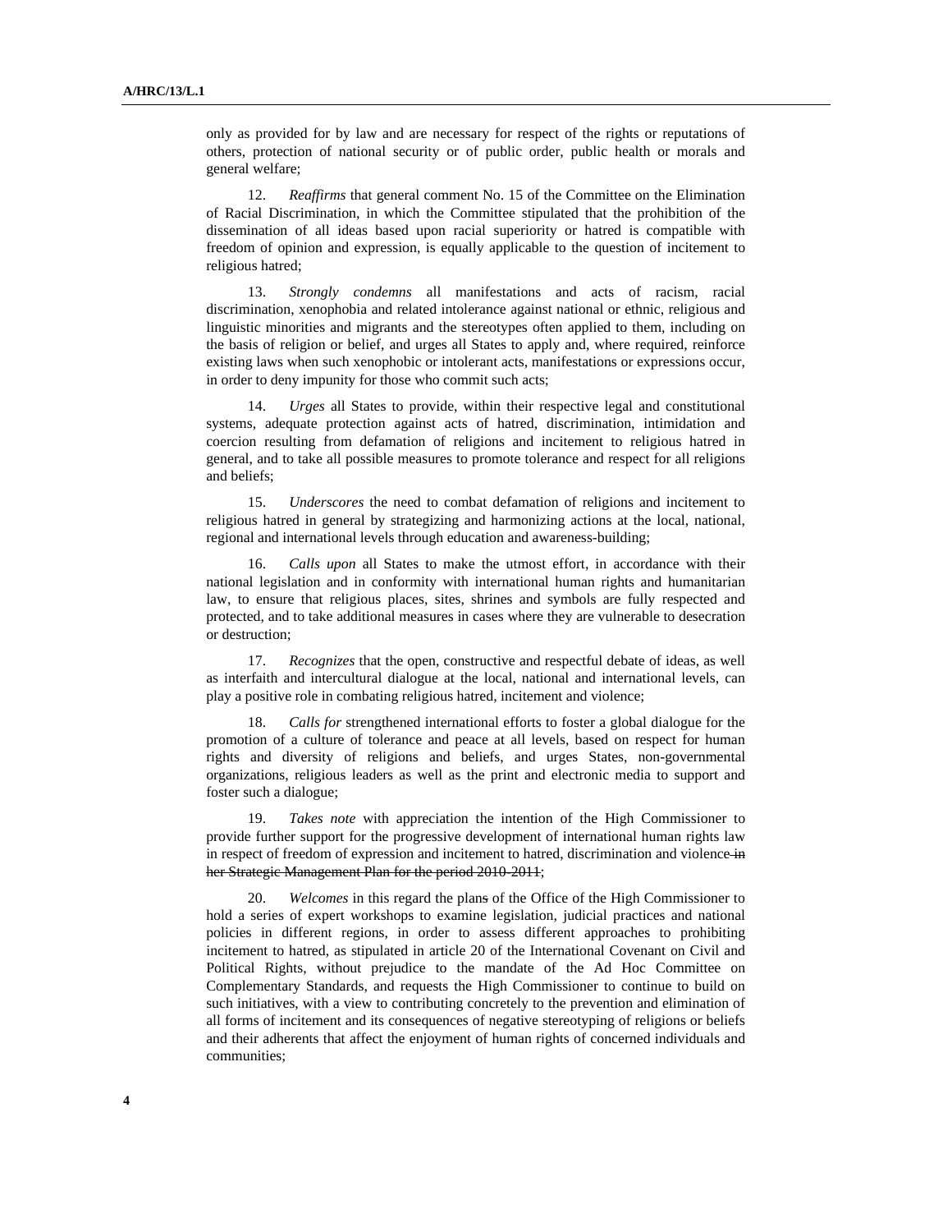only as provided for by law and are necessary for respect of the rights or reputations of others, protection of national security or of public order, public health or morals and general welfare;

12. *Reaffirms* that general comment No. 15 of the Committee on the Elimination of Racial Discrimination, in which the Committee stipulated that the prohibition of the dissemination of all ideas based upon racial superiority or hatred is compatible with freedom of opinion and expression, is equally applicable to the question of incitement to religious hatred;

13. *Strongly condemns* all manifestations and acts of racism, racial discrimination, xenophobia and related intolerance against national or ethnic, religious and linguistic minorities and migrants and the stereotypes often applied to them, including on the basis of religion or belief, and urges all States to apply and, where required, reinforce existing laws when such xenophobic or intolerant acts, manifestations or expressions occur, in order to deny impunity for those who commit such acts;

14. *Urges* all States to provide, within their respective legal and constitutional systems, adequate protection against acts of hatred, discrimination, intimidation and coercion resulting from defamation of religions and incitement to religious hatred in general, and to take all possible measures to promote tolerance and respect for all religions and beliefs;

15. *Underscores* the need to combat defamation of religions and incitement to religious hatred in general by strategizing and harmonizing actions at the local, national, regional and international levels through education and awareness-building;

16. *Calls upon* all States to make the utmost effort, in accordance with their national legislation and in conformity with international human rights and humanitarian law, to ensure that religious places, sites, shrines and symbols are fully respected and protected, and to take additional measures in cases where they are vulnerable to desecration or destruction;

17. *Recognizes* that the open, constructive and respectful debate of ideas, as well as interfaith and intercultural dialogue at the local, national and international levels, can play a positive role in combating religious hatred, incitement and violence;

18. *Calls for* strengthened international efforts to foster a global dialogue for the promotion of a culture of tolerance and peace at all levels, based on respect for human rights and diversity of religions and beliefs, and urges States, non-governmental organizations, religious leaders as well as the print and electronic media to support and foster such a dialogue;

19. *Takes note* with appreciation the intention of the High Commissioner to provide further support for the progressive development of international human rights law in respect of freedom of expression and incitement to hatred, discrimination and violence ~~in her Strategic Management Plan for the period 2010-2011~~;

20. *Welcomes* in this regard the plan~~s~~ of the Office of the High Commissioner to hold a series of expert workshops to examine legislation, judicial practices and national policies in different regions, in order to assess different approaches to prohibiting incitement to hatred, as stipulated in article 20 of the International Covenant on Civil and Political Rights, without prejudice to the mandate of the Ad Hoc Committee on Complementary Standards, and requests the High Commissioner to continue to build on such initiatives, with a view to contributing concretely to the prevention and elimination of all forms of incitement and its consequences of negative stereotyping of religions or beliefs and their adherents that affect the enjoyment of human rights of concerned individuals and communities;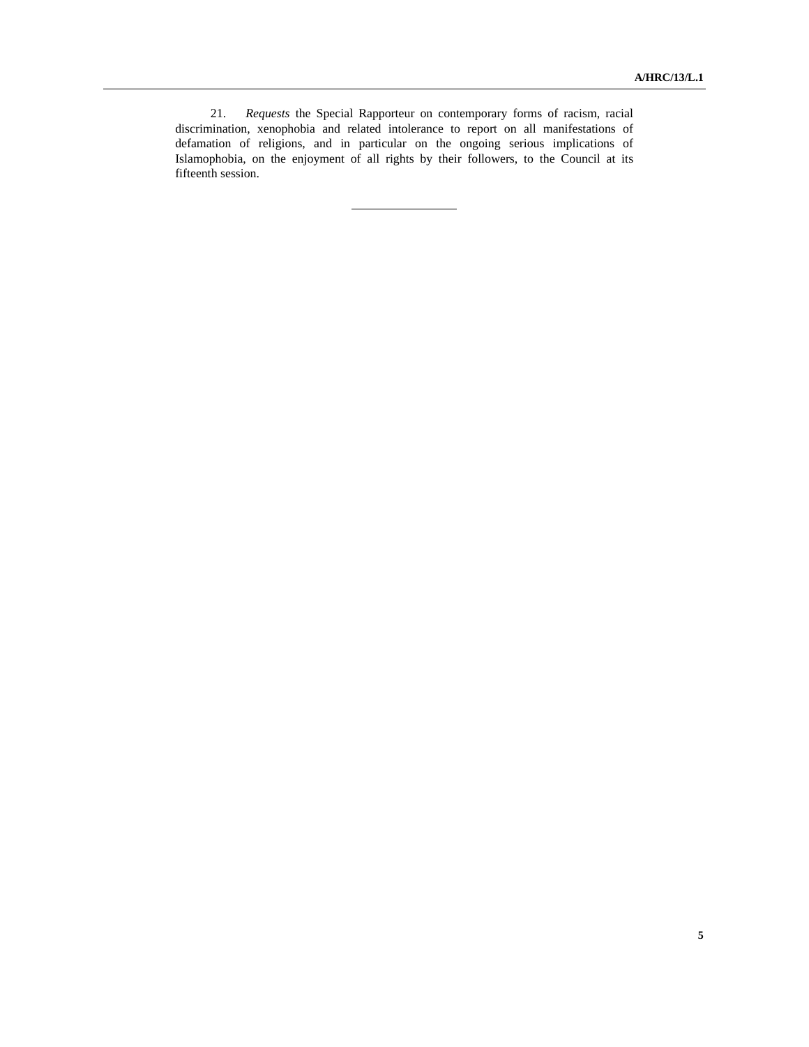21. *Requests* the Special Rapporteur on contemporary forms of racism, racial discrimination, xenophobia and related intolerance to report on all manifestations of defamation of religions, and in particular on the ongoing serious implications of Islamophobia, on the enjoyment of all rights by their followers, to the Council at its fifteenth session.

---